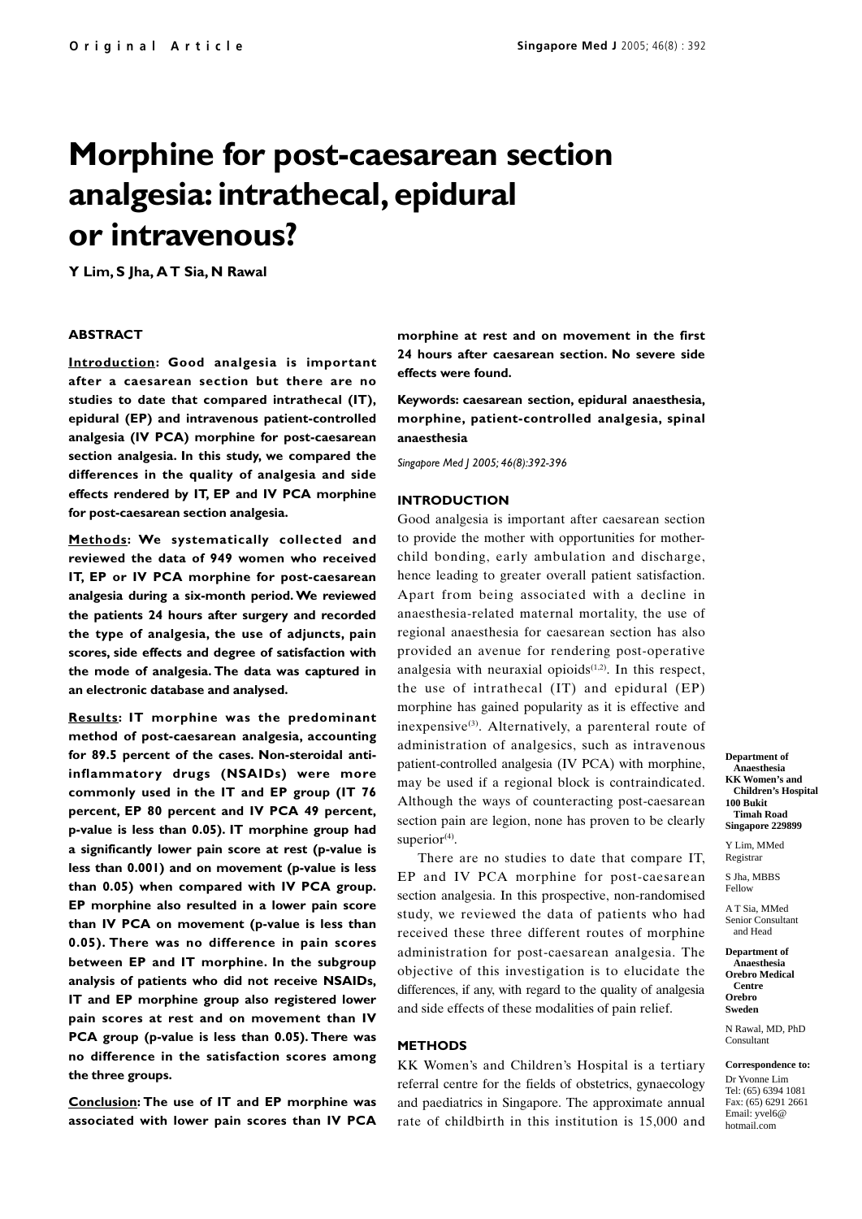Original Article

# Morphine for post-caesarean section analgesia: intrathecal, epidural or intravenous?

**Y Lim, S Jha, A T Sia, N Rawal**

## ABSTRACT

**Introduction: Good analgesia is important after a caesarean section but there are no studies to date that compared intrathecal (IT), epidural (EP) and intravenous patient-controlled analgesia (IV PCA) morphine for post-caesarean section analgesia. In this study, we compared the differences in the quality of analgesia and side effects rendered by IT, EP and IV PCA morphine for post-caesarean section analgesia.**

**Methods: We systematically collected and reviewed the data of 949 women who received IT, EP or IV PCA morphine for post-caesarean analgesia during a six-month period. We reviewed the patients 24 hours after surgery and recorded the type of analgesia, the use of adjuncts, pain scores, side effects and degree of satisfaction with the mode of analgesia. The data was captured in an electronic database and analysed.**

**Results: IT morphine was the predominant method of post-caesarean analgesia, accounting for 89.5 percent of the cases. Non-steroidal anti-inflammatory drugs (NSAIDs) were more commonly used in the IT and EP group (IT 76 percent, EP 80 percent and IV PCA 49 percent, p-value is less than 0.05). IT morphine group had a significantly lower pain score at rest (p-value is less than 0.001) and on movement (p-value is less than 0.05) when compared with IV PCA group. EP morphine also resulted in a lower pain score than IV PCA on movement (p-value is less than 0.05). There was no difference in pain scores between EP and IT morphine. In the subgroup analysis of patients who did not receive NSAIDs, IT and EP morphine group also registered lower pain scores at rest and on movement than IV PCA group (p-value is less than 0.05). There was no difference in the satisfaction scores among the three groups.**

**Conclusion: The use of IT and EP morphine was associated with lower pain scores than IV PCA morphine at rest and on movement in the first 24 hours after caesarean section. No severe side effects were found.**

**Keywords: caesarean section, epidural anaesthesia, morphine, patient-controlled analgesia, spinal anaesthesia**

*Singapore Med J 2005; 46(8):392-396*

## INTRODUCTION

Good analgesia is important after caesarean section to provide the mother with opportunities for mother-child bonding, early ambulation and discharge, hence leading to greater overall patient satisfaction. Apart from being associated with a decline in anaesthesia-related maternal mortality, the use of regional anaesthesia for caesarean section has also provided an avenue for rendering post-operative analgesia with neuraxial opioids[1,2]. In this respect, the use of intrathecal (IT) and epidural (EP) morphine has gained popularity as it is effective and inexpensive[3]. Alternatively, a parenteral route of administration of analgesics, such as intravenous patient-controlled analgesia (IV PCA) with morphine, may be used if a regional block is contraindicated. Although the ways of counteracting post-caesarean section pain are legion, none has proven to be clearly superior[4].

There are no studies to date that compare IT, EP and IV PCA morphine for post-caesarean section analgesia. In this prospective, non-randomised study, we reviewed the data of patients who had received these three different routes of morphine administration for post-caesarean analgesia. The objective of this investigation is to elucidate the differences, if any, with regard to the quality of analgesia and side effects of these modalities of pain relief.

## METHODS

KK Women's and Children's Hospital is a tertiary referral centre for the fields of obstetrics, gynaecology and paediatrics in Singapore. The approximate annual rate of childbirth in this institution is 15,000 and

**Department of Anaesthesia**
**KK Women's and Children's Hospital**
**100 Bukit Timah Road**
**Singapore 229899**

Y Lim, MMed
Registrar

S Jha, MBBS
Fellow

A T Sia, MMed
Senior Consultant and Head

**Department of Anaesthesia**
**Orebro Medical Centre**
**Orebro**
**Sweden**

N Rawal, MD, PhD
Consultant

**Correspondence to:**
Dr Yvonne Lim
Tel: (65) 6394 1081
Fax: (65) 6291 2661
Email: yvel6@hotmail.com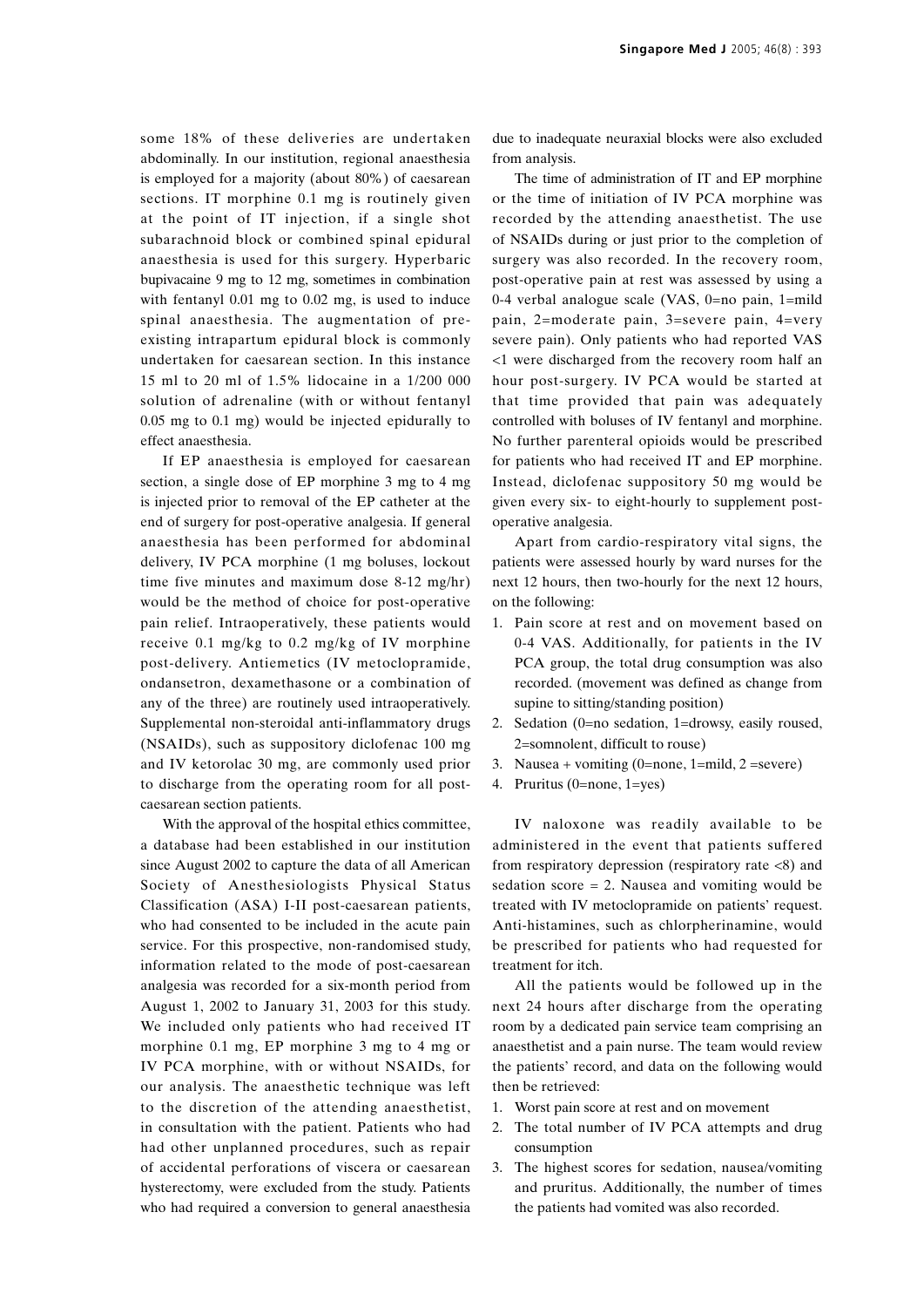some 18% of these deliveries are undertaken abdominally. In our institution, regional anaesthesia is employed for a majority (about 80%) of caesarean sections. IT morphine 0.1 mg is routinely given at the point of IT injection, if a single shot subarachnoid block or combined spinal epidural anaesthesia is used for this surgery. Hyperbaric bupivacaine 9 mg to 12 mg, sometimes in combination with fentanyl 0.01 mg to 0.02 mg, is used to induce spinal anaesthesia. The augmentation of pre-existing intrapartum epidural block is commonly undertaken for caesarean section. In this instance 15 ml to 20 ml of 1.5% lidocaine in a 1/200 000 solution of adrenaline (with or without fentanyl 0.05 mg to 0.1 mg) would be injected epidurally to effect anaesthesia.

If EP anaesthesia is employed for caesarean section, a single dose of EP morphine 3 mg to 4 mg is injected prior to removal of the EP catheter at the end of surgery for post-operative analgesia. If general anaesthesia has been performed for abdominal delivery, IV PCA morphine (1 mg boluses, lockout time five minutes and maximum dose 8-12 mg/hr) would be the method of choice for post-operative pain relief. Intraoperatively, these patients would receive 0.1 mg/kg to 0.2 mg/kg of IV morphine post-delivery. Antiemetics (IV metoclopramide, ondansetron, dexamethasone or a combination of any of the three) are routinely used intraoperatively. Supplemental non-steroidal anti-inflammatory drugs (NSAIDs), such as suppository diclofenac 100 mg and IV ketorolac 30 mg, are commonly used prior to discharge from the operating room for all post-caesarean section patients.

With the approval of the hospital ethics committee, a database had been established in our institution since August 2002 to capture the data of all American Society of Anesthesiologists Physical Status Classification (ASA) I-II post-caesarean patients, who had consented to be included in the acute pain service. For this prospective, non-randomised study, information related to the mode of post-caesarean analgesia was recorded for a six-month period from August 1, 2002 to January 31, 2003 for this study. We included only patients who had received IT morphine 0.1 mg, EP morphine 3 mg to 4 mg or IV PCA morphine, with or without NSAIDs, for our analysis. The anaesthetic technique was left to the discretion of the attending anaesthetist, in consultation with the patient. Patients who had had other unplanned procedures, such as repair of accidental perforations of viscera or caesarean hysterectomy, were excluded from the study. Patients who had required a conversion to general anaesthesia due to inadequate neuraxial blocks were also excluded from analysis.

The time of administration of IT and EP morphine or the time of initiation of IV PCA morphine was recorded by the attending anaesthetist. The use of NSAIDs during or just prior to the completion of surgery was also recorded. In the recovery room, post-operative pain at rest was assessed by using a 0-4 verbal analogue scale (VAS, 0=no pain, 1=mild pain, 2=moderate pain, 3=severe pain, 4=very severe pain). Only patients who had reported VAS <1 were discharged from the recovery room half an hour post-surgery. IV PCA would be started at that time provided that pain was adequately controlled with boluses of IV fentanyl and morphine. No further parenteral opioids would be prescribed for patients who had received IT and EP morphine. Instead, diclofenac suppository 50 mg would be given every six- to eight-hourly to supplement post-operative analgesia.

Apart from cardio-respiratory vital signs, the patients were assessed hourly by ward nurses for the next 12 hours, then two-hourly for the next 12 hours, on the following:

1. Pain score at rest and on movement based on 0-4 VAS. Additionally, for patients in the IV PCA group, the total drug consumption was also recorded. (movement was defined as change from supine to sitting/standing position)
2. Sedation (0=no sedation, 1=drowsy, easily roused, 2=somnolent, difficult to rouse)
3. Nausea + vomiting (0=none, 1=mild, 2 =severe)
4. Pruritus (0=none, 1=yes)

IV naloxone was readily available to be administered in the event that patients suffered from respiratory depression (respiratory rate <8) and sedation score = 2. Nausea and vomiting would be treated with IV metoclopramide on patients' request. Anti-histamines, such as chlorpherinamine, would be prescribed for patients who had requested for treatment for itch.

All the patients would be followed up in the next 24 hours after discharge from the operating room by a dedicated pain service team comprising an anaesthetist and a pain nurse. The team would review the patients' record, and data on the following would then be retrieved:

1. Worst pain score at rest and on movement
2. The total number of IV PCA attempts and drug consumption
3. The highest scores for sedation, nausea/vomiting and pruritus. Additionally, the number of times the patients had vomited was also recorded.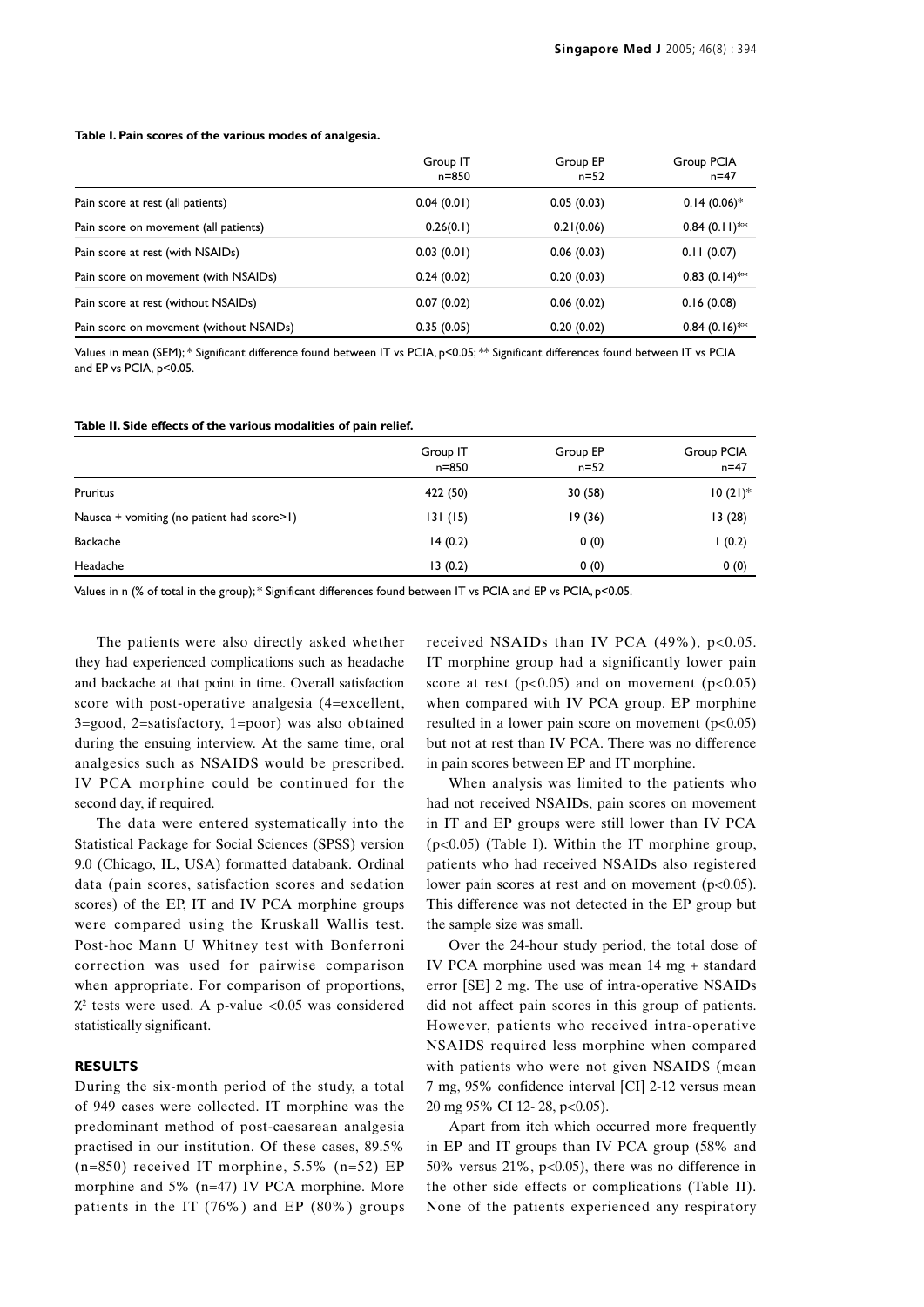**Table I. Pain scores of the various modes of analgesia.**

| | Group IT n=850 | Group EP n=52 | Group PCIA n=47 |
|---|---|---|---|
| Pain score at rest (all patients) | 0.04 (0.01) | 0.05 (0.03) | 0.14 (0.06)* |
| Pain score on movement (all patients) | 0.26(0.1) | 0.21(0.06) | 0.84 (0.11)** |
| Pain score at rest (with NSAIDs) | 0.03 (0.01) | 0.06 (0.03) | 0.11 (0.07) |
| Pain score on movement (with NSAIDs) | 0.24 (0.02) | 0.20 (0.03) | 0.83 (0.14)** |
| Pain score at rest (without NSAIDs) | 0.07 (0.02) | 0.06 (0.02) | 0.16 (0.08) |
| Pain score on movement (without NSAIDs) | 0.35 (0.05) | 0.20 (0.02) | 0.84 (0.16)** |

Values in mean (SEM); * Significant difference found between IT vs PCIA, $p<0.05$; ** Significant differences found between IT vs PCIA and EP vs PCIA, $p<0.05$.

**Table II. Side effects of the various modalities of pain relief.**

| | Group IT n=850 | Group EP n=52 | Group PCIA n=47 |
|---|---|---|---|
| Pruritus | 422 (50) | 30 (58) | 10 (21)* |
| Nausea + vomiting (no patient had score>1) | 131 (15) | 19 (36) | 13 (28) |
| Backache | 14 (0.2) | 0 (0) | 1 (0.2) |
| Headache | 13 (0.2) | 0 (0) | 0 (0) |

Values in n (% of total in the group); * Significant differences found between IT vs PCIA and EP vs PCIA, $p<0.05$.

The patients were also directly asked whether they had experienced complications such as headache and backache at that point in time. Overall satisfaction score with post-operative analgesia (4=excellent, 3=good, 2=satisfactory, 1=poor) was also obtained during the ensuing interview. At the same time, oral analgesics such as NSAIDS would be prescribed. IV PCA morphine could be continued for the second day, if required.

The data were entered systematically into the Statistical Package for Social Sciences (SPSS) version 9.0 (Chicago, IL, USA) formatted databank. Ordinal data (pain scores, satisfaction scores and sedation scores) of the EP, IT and IV PCA morphine groups were compared using the Kruskall Wallis test. Post-hoc Mann U Whitney test with Bonferroni correction was used for pairwise comparison when appropriate. For comparison of proportions, $\chi^2$ tests were used. A p-value <0.05 was considered statistically significant.

## RESULTS

During the six-month period of the study, a total of 949 cases were collected. IT morphine was the predominant method of post-caesarean analgesia practised in our institution. Of these cases, 89.5% (n=850) received IT morphine, 5.5% (n=52) EP morphine and 5% (n=47) IV PCA morphine. More patients in the IT (76%) and EP (80%) groups received NSAIDs than IV PCA (49%), $p<0.05$. IT morphine group had a significantly lower pain score at rest ($p<0.05$) and on movement ($p<0.05$) when compared with IV PCA group. EP morphine resulted in a lower pain score on movement ($p<0.05$) but not at rest than IV PCA. There was no difference in pain scores between EP and IT morphine.

When analysis was limited to the patients who had not received NSAIDs, pain scores on movement in IT and EP groups were still lower than IV PCA ($p<0.05$) (Table I). Within the IT morphine group, patients who had received NSAIDs also registered lower pain scores at rest and on movement ($p<0.05$). This difference was not detected in the EP group but the sample size was small.

Over the 24-hour study period, the total dose of IV PCA morphine used was mean 14 mg + standard error [SE] 2 mg. The use of intra-operative NSAIDs did not affect pain scores in this group of patients. However, patients who received intra-operative NSAIDS required less morphine when compared with patients who were not given NSAIDS (mean 7 mg, 95% confidence interval [CI] 2-12 versus mean 20 mg 95% CI 12- 28, $p<0.05$).

Apart from itch which occurred more frequently in EP and IT groups than IV PCA group (58% and 50% versus 21%, $p<0.05$), there was no difference in the other side effects or complications (Table II). None of the patients experienced any respiratory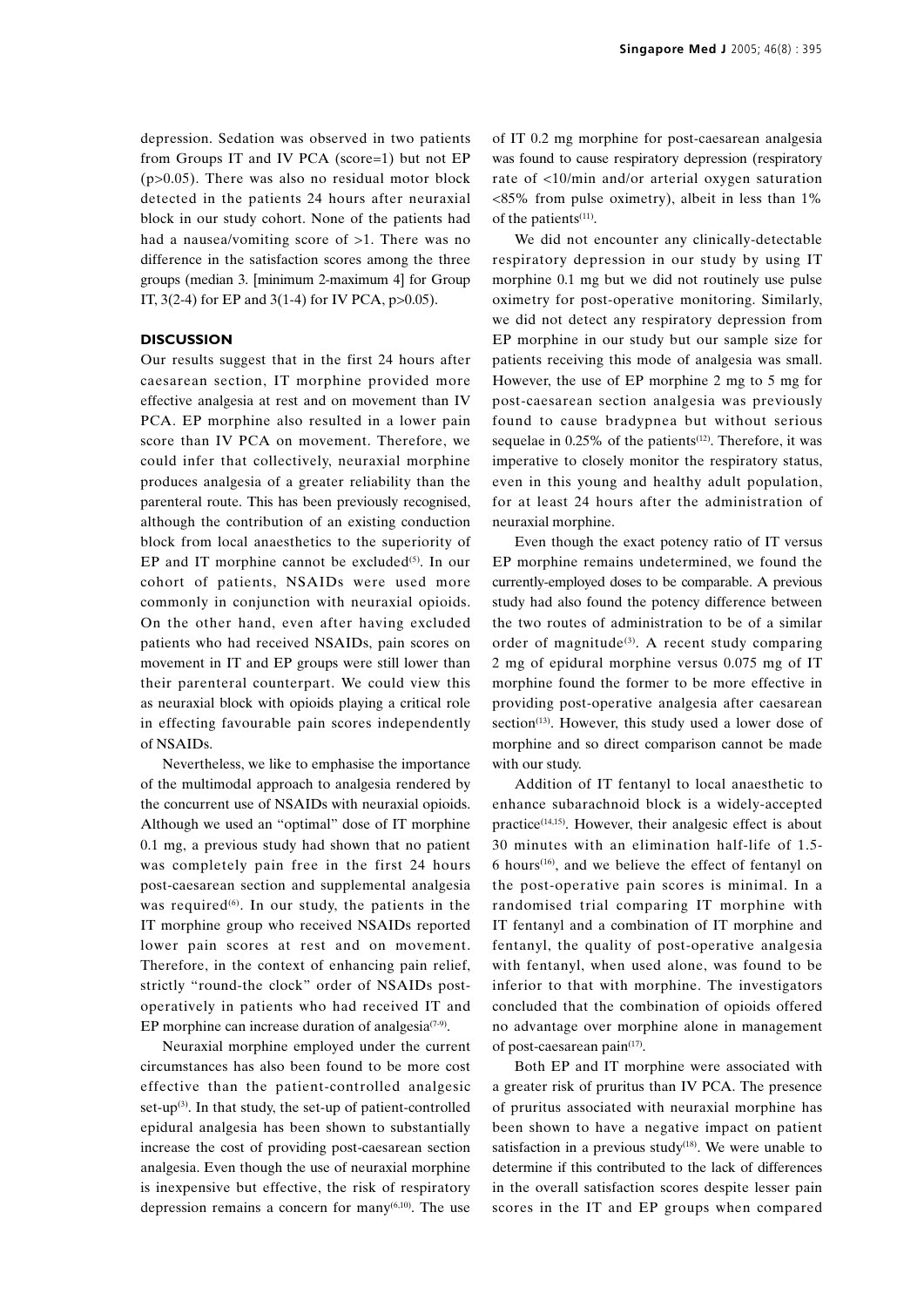depression. Sedation was observed in two patients from Groups IT and IV PCA (score=1) but not EP ($p>0.05$). There was also no residual motor block detected in the patients 24 hours after neuraxial block in our study cohort. None of the patients had had a nausea/vomiting score of >1. There was no difference in the satisfaction scores among the three groups (median 3. [minimum 2-maximum 4] for Group IT, 3(2-4) for EP and 3(1-4) for IV PCA, $p>0.05$).

## DISCUSSION

Our results suggest that in the first 24 hours after caesarean section, IT morphine provided more effective analgesia at rest and on movement than IV PCA. EP morphine also resulted in a lower pain score than IV PCA on movement. Therefore, we could infer that collectively, neuraxial morphine produces analgesia of a greater reliability than the parenteral route. This has been previously recognised, although the contribution of an existing conduction block from local anaesthetics to the superiority of EP and IT morphine cannot be excluded[5]. In our cohort of patients, NSAIDs were used more commonly in conjunction with neuraxial opioids. On the other hand, even after having excluded patients who had received NSAIDs, pain scores on movement in IT and EP groups were still lower than their parenteral counterpart. We could view this as neuraxial block with opioids playing a critical role in effecting favourable pain scores independently of NSAIDs.

Nevertheless, we like to emphasise the importance of the multimodal approach to analgesia rendered by the concurrent use of NSAIDs with neuraxial opioids. Although we used an "optimal" dose of IT morphine 0.1 mg, a previous study had shown that no patient was completely pain free in the first 24 hours post-caesarean section and supplemental analgesia was required[6]. In our study, the patients in the IT morphine group who received NSAIDs reported lower pain scores at rest and on movement. Therefore, in the context of enhancing pain relief, strictly "round-the clock" order of NSAIDs post-operatively in patients who had received IT and EP morphine can increase duration of analgesia[7-9].

Neuraxial morphine employed under the current circumstances has also been found to be more cost effective than the patient-controlled analgesic set-up[3]. In that study, the set-up of patient-controlled epidural analgesia has been shown to substantially increase the cost of providing post-caesarean section analgesia. Even though the use of neuraxial morphine is inexpensive but effective, the risk of respiratory depression remains a concern for many[6,10]. The use of IT 0.2 mg morphine for post-caesarean analgesia was found to cause respiratory depression (respiratory rate of <10/min and/or arterial oxygen saturation <85% from pulse oximetry), albeit in less than 1% of the patients[11].

We did not encounter any clinically-detectable respiratory depression in our study by using IT morphine 0.1 mg but we did not routinely use pulse oximetry for post-operative monitoring. Similarly, we did not detect any respiratory depression from EP morphine in our study but our sample size for patients receiving this mode of analgesia was small. However, the use of EP morphine 2 mg to 5 mg for post-caesarean section analgesia was previously found to cause bradypnea but without serious sequelae in 0.25% of the patients[12]. Therefore, it was imperative to closely monitor the respiratory status, even in this young and healthy adult population, for at least 24 hours after the administration of neuraxial morphine.

Even though the exact potency ratio of IT versus EP morphine remains undetermined, we found the currently-employed doses to be comparable. A previous study had also found the potency difference between the two routes of administration to be of a similar order of magnitude[3]. A recent study comparing 2 mg of epidural morphine versus 0.075 mg of IT morphine found the former to be more effective in providing post-operative analgesia after caesarean section[13]. However, this study used a lower dose of morphine and so direct comparison cannot be made with our study.

Addition of IT fentanyl to local anaesthetic to enhance subarachnoid block is a widely-accepted practice[14,15]. However, their analgesic effect is about 30 minutes with an elimination half-life of 1.5-6 hours[16], and we believe the effect of fentanyl on the post-operative pain scores is minimal. In a randomised trial comparing IT morphine with IT fentanyl and a combination of IT morphine and fentanyl, the quality of post-operative analgesia with fentanyl, when used alone, was found to be inferior to that with morphine. The investigators concluded that the combination of opioids offered no advantage over morphine alone in management of post-caesarean pain[17].

Both EP and IT morphine were associated with a greater risk of pruritus than IV PCA. The presence of pruritus associated with neuraxial morphine has been shown to have a negative impact on patient satisfaction in a previous study[18]. We were unable to determine if this contributed to the lack of differences in the overall satisfaction scores despite lesser pain scores in the IT and EP groups when compared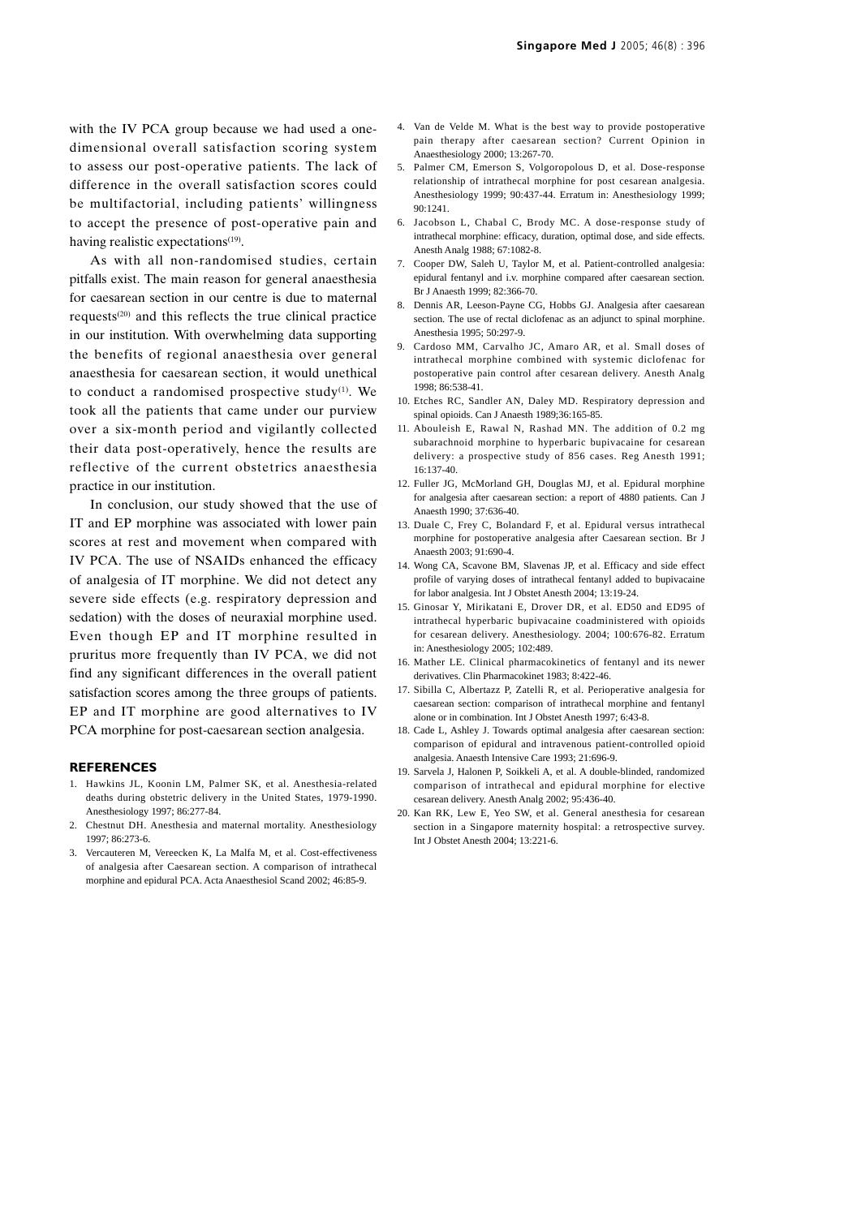with the IV PCA group because we had used a one-dimensional overall satisfaction scoring system to assess our post-operative patients. The lack of difference in the overall satisfaction scores could be multifactorial, including patients' willingness to accept the presence of post-operative pain and having realistic expectations[19].

As with all non-randomised studies, certain pitfalls exist. The main reason for general anaesthesia for caesarean section in our centre is due to maternal requests[20] and this reflects the true clinical practice in our institution. With overwhelming data supporting the benefits of regional anaesthesia over general anaesthesia for caesarean section, it would unethical to conduct a randomised prospective study[1]. We took all the patients that came under our purview over a six-month period and vigilantly collected their data post-operatively, hence the results are reflective of the current obstetrics anaesthesia practice in our institution.

In conclusion, our study showed that the use of IT and EP morphine was associated with lower pain scores at rest and movement when compared with IV PCA. The use of NSAIDs enhanced the efficacy of analgesia of IT morphine. We did not detect any severe side effects (e.g. respiratory depression and sedation) with the doses of neuraxial morphine used. Even though EP and IT morphine resulted in pruritus more frequently than IV PCA, we did not find any significant differences in the overall patient satisfaction scores among the three groups of patients. EP and IT morphine are good alternatives to IV PCA morphine for post-caesarean section analgesia.

## REFERENCES

1. Hawkins JL, Koonin LM, Palmer SK, et al. Anesthesia-related deaths during obstetric delivery in the United States, 1979-1990. Anesthesiology 1997; 86:277-84.
2. Chestnut DH. Anesthesia and maternal mortality. Anesthesiology 1997; 86:273-6.
3. Vercauteren M, Vereecken K, La Malfa M, et al. Cost-effectiveness of analgesia after Caesarean section. A comparison of intrathecal morphine and epidural PCA. Acta Anaesthesiol Scand 2002; 46:85-9.
4. Van de Velde M. What is the best way to provide postoperative pain therapy after caesarean section? Current Opinion in Anaesthesiology 2000; 13:267-70.
5. Palmer CM, Emerson S, Volgoropolous D, et al. Dose-response relationship of intrathecal morphine for post cesarean analgesia. Anesthesiology 1999; 90:437-44. Erratum in: Anesthesiology 1999; 90:1241.
6. Jacobson L, Chabal C, Brody MC. A dose-response study of intrathecal morphine: efficacy, duration, optimal dose, and side effects. Anesth Analg 1988; 67:1082-8.
7. Cooper DW, Saleh U, Taylor M, et al. Patient-controlled analgesia: epidural fentanyl and i.v. morphine compared after caesarean section. Br J Anaesth 1999; 82:366-70.
8. Dennis AR, Leeson-Payne CG, Hobbs GJ. Analgesia after caesarean section. The use of rectal diclofenac as an adjunct to spinal morphine. Anesthesia 1995; 50:297-9.
9. Cardoso MM, Carvalho JC, Amaro AR, et al. Small doses of intrathecal morphine combined with systemic diclofenac for postoperative pain control after cesarean delivery. Anesth Analg 1998; 86:538-41.
10. Etches RC, Sandler AN, Daley MD. Respiratory depression and spinal opioids. Can J Anaesth 1989;36:165-85.
11. Abouleish E, Rawal N, Rashad MN. The addition of 0.2 mg subarachnoid morphine to hyperbaric bupivacaine for cesarean delivery: a prospective study of 856 cases. Reg Anesth 1991; 16:137-40.
12. Fuller JG, McMorland GH, Douglas MJ, et al. Epidural morphine for analgesia after caesarean section: a report of 4880 patients. Can J Anaesth 1990; 37:636-40.
13. Duale C, Frey C, Bolandard F, et al. Epidural versus intrathecal morphine for postoperative analgesia after Caesarean section. Br J Anaesth 2003; 91:690-4.
14. Wong CA, Scavone BM, Slavenas JP, et al. Efficacy and side effect profile of varying doses of intrathecal fentanyl added to bupivacaine for labor analgesia. Int J Obstet Anesth 2004; 13:19-24.
15. Ginosar Y, Mirikatani E, Drover DR, et al. ED50 and ED95 of intrathecal hyperbaric bupivacaine coadministered with opioids for cesarean delivery. Anesthesiology. 2004; 100:676-82. Erratum in: Anesthesiology 2005; 102:489.
16. Mather LE. Clinical pharmacokinetics of fentanyl and its newer derivatives. Clin Pharmacokinet 1983; 8:422-46.
17. Sibilla C, Albertazz P, Zatelli R, et al. Perioperative analgesia for caesarean section: comparison of intrathecal morphine and fentanyl alone or in combination. Int J Obstet Anesth 1997; 6:43-8.
18. Cade L, Ashley J. Towards optimal analgesia after caesarean section: comparison of epidural and intravenous patient-controlled opioid analgesia. Anaesth Intensive Care 1993; 21:696-9.
19. Sarvela J, Halonen P, Soikkeli A, et al. A double-blinded, randomized comparison of intrathecal and epidural morphine for elective cesarean delivery. Anesth Analg 2002; 95:436-40.
20. Kan RK, Lew E, Yeo SW, et al. General anesthesia for cesarean section in a Singapore maternity hospital: a retrospective survey. Int J Obstet Anesth 2004; 13:221-6.